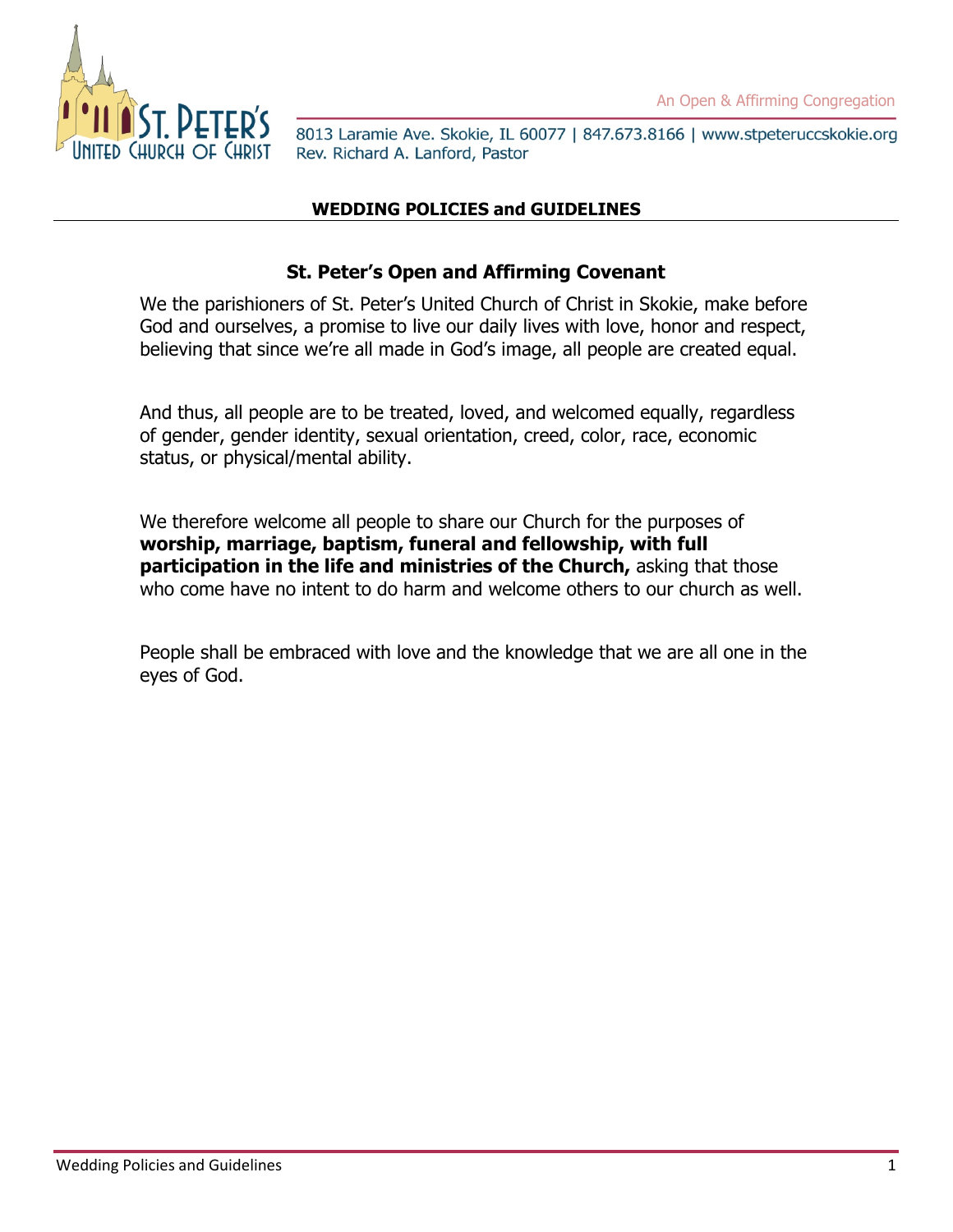An Open & Affirming Congregation

8013 Laramie Ave. Skokie, IL 60077 | 847.673.8166 | www.stpeteruccskokie.org
Rev. Richard A. Lanford, Pastor

# WEDDING POLICIES and GUIDELINES

## St. Peter's Open and Affirming Covenant

We the parishioners of St. Peter's United Church of Christ in Skokie, make before God and ourselves, a promise to live our daily lives with love, honor and respect, believing that since we're all made in God's image, all people are created equal.

And thus, all people are to be treated, loved, and welcomed equally, regardless of gender, gender identity, sexual orientation, creed, color, race, economic status, or physical/mental ability.

We therefore welcome all people to share our Church for the purposes of **worship, marriage, baptism, funeral and fellowship, with full participation in the life and ministries of the Church,** asking that those who come have no intent to do harm and welcome others to our church as well.

People shall be embraced with love and the knowledge that we are all one in the eyes of God.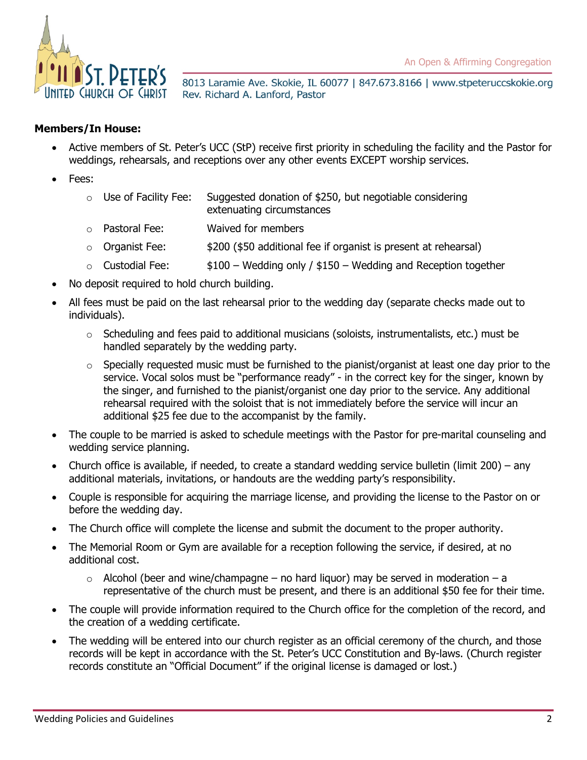**Members/In House:**

- Active members of St. Peter's UCC (StP) receive first priority in scheduling the facility and the Pastor for weddings, rehearsals, and receptions over any other events EXCEPT worship services.
- Fees:
  - Use of Facility Fee: Suggested donation of $250, but negotiable considering extenuating circumstances
  - Pastoral Fee: Waived for members
  - Organist Fee: $200 ($50 additional fee if organist is present at rehearsal)
  - Custodial Fee: $100 – Wedding only / $150 – Wedding and Reception together
- No deposit required to hold church building.
- All fees must be paid on the last rehearsal prior to the wedding day (separate checks made out to individuals).
  - Scheduling and fees paid to additional musicians (soloists, instrumentalists, etc.) must be handled separately by the wedding party.
  - Specially requested music must be furnished to the pianist/organist at least one day prior to the service. Vocal solos must be "performance ready" - in the correct key for the singer, known by the singer, and furnished to the pianist/organist one day prior to the service. Any additional rehearsal required with the soloist that is not immediately before the service will incur an additional $25 fee due to the accompanist by the family.
- The couple to be married is asked to schedule meetings with the Pastor for pre-marital counseling and wedding service planning.
- Church office is available, if needed, to create a standard wedding service bulletin (limit 200) – any additional materials, invitations, or handouts are the wedding party's responsibility.
- Couple is responsible for acquiring the marriage license, and providing the license to the Pastor on or before the wedding day.
- The Church office will complete the license and submit the document to the proper authority.
- The Memorial Room or Gym are available for a reception following the service, if desired, at no additional cost.
  - Alcohol (beer and wine/champagne – no hard liquor) may be served in moderation – a representative of the church must be present, and there is an additional $50 fee for their time.
- The couple will provide information required to the Church office for the completion of the record, and the creation of a wedding certificate.
- The wedding will be entered into our church register as an official ceremony of the church, and those records will be kept in accordance with the St. Peter's UCC Constitution and By-laws. (Church register records constitute an "Official Document" if the original license is damaged or lost.)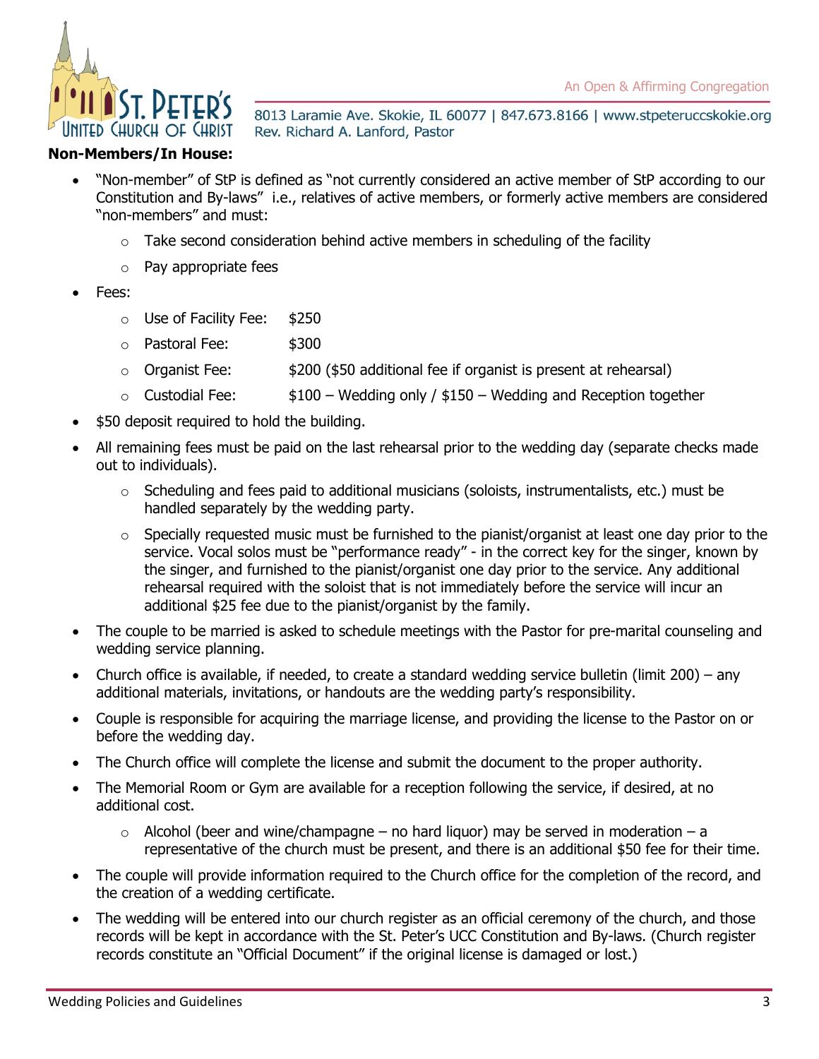**Non-Members/In House:**

- "Non-member" of StP is defined as "not currently considered an active member of StP according to our Constitution and By-laws"  i.e., relatives of active members, or formerly active members are considered "non-members" and must:
    - Take second consideration behind active members in scheduling of the facility
    - Pay appropriate fees
- Fees:
    - Use of Facility Fee: $250
    - Pastoral Fee: $300
    - Organist Fee: $200 ($50 additional fee if organist is present at rehearsal)
    - Custodial Fee: $100 – Wedding only / $150 – Wedding and Reception together
- $50 deposit required to hold the building.
- All remaining fees must be paid on the last rehearsal prior to the wedding day (separate checks made out to individuals).
    - Scheduling and fees paid to additional musicians (soloists, instrumentalists, etc.) must be handled separately by the wedding party.
    - Specially requested music must be furnished to the pianist/organist at least one day prior to the service. Vocal solos must be "performance ready" - in the correct key for the singer, known by the singer, and furnished to the pianist/organist one day prior to the service. Any additional rehearsal required with the soloist that is not immediately before the service will incur an additional $25 fee due to the pianist/organist by the family.
- The couple to be married is asked to schedule meetings with the Pastor for pre-marital counseling and wedding service planning.
- Church office is available, if needed, to create a standard wedding service bulletin (limit 200) – any additional materials, invitations, or handouts are the wedding party's responsibility.
- Couple is responsible for acquiring the marriage license, and providing the license to the Pastor on or before the wedding day.
- The Church office will complete the license and submit the document to the proper authority.
- The Memorial Room or Gym are available for a reception following the service, if desired, at no additional cost.
    - Alcohol (beer and wine/champagne – no hard liquor) may be served in moderation – a representative of the church must be present, and there is an additional $50 fee for their time.
- The couple will provide information required to the Church office for the completion of the record, and the creation of a wedding certificate.
- The wedding will be entered into our church register as an official ceremony of the church, and those records will be kept in accordance with the St. Peter's UCC Constitution and By-laws. (Church register records constitute an "Official Document" if the original license is damaged or lost.)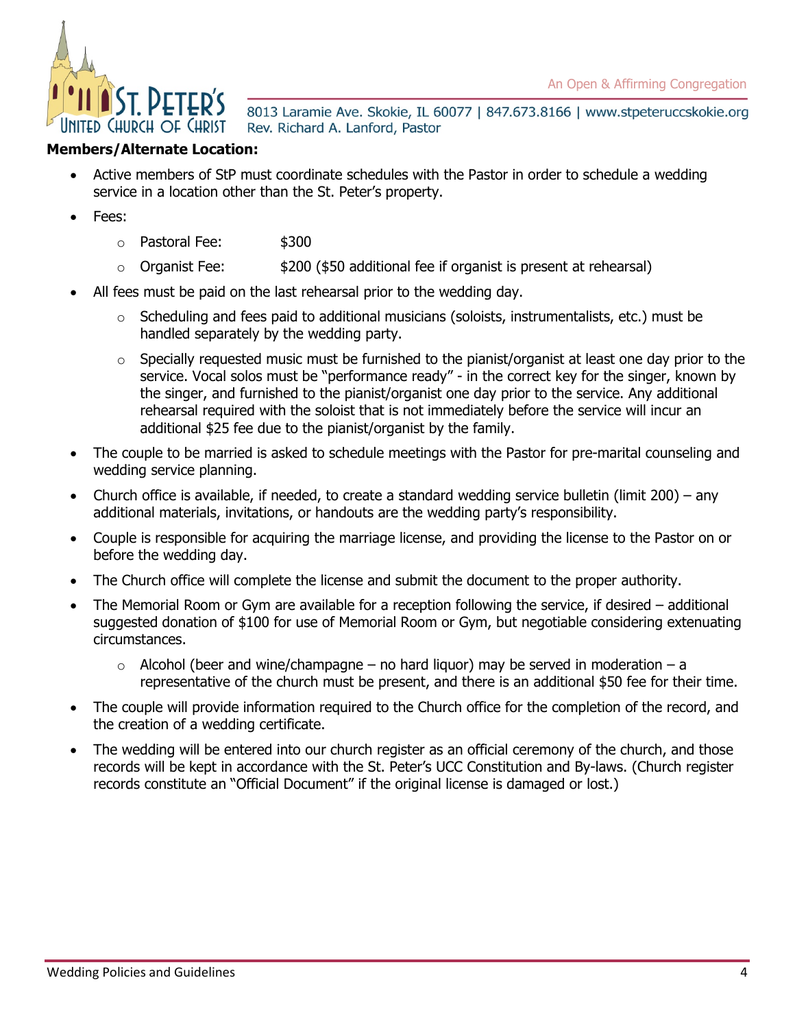**Members/Alternate Location:**

- Active members of StP must coordinate schedules with the Pastor in order to schedule a wedding service in a location other than the St. Peter's property.
- Fees:
  - Pastoral Fee: $300
  - Organist Fee: $200 ($50 additional fee if organist is present at rehearsal)
- All fees must be paid on the last rehearsal prior to the wedding day.
  - Scheduling and fees paid to additional musicians (soloists, instrumentalists, etc.) must be handled separately by the wedding party.
  - Specially requested music must be furnished to the pianist/organist at least one day prior to the service. Vocal solos must be "performance ready" - in the correct key for the singer, known by the singer, and furnished to the pianist/organist one day prior to the service. Any additional rehearsal required with the soloist that is not immediately before the service will incur an additional $25 fee due to the pianist/organist by the family.
- The couple to be married is asked to schedule meetings with the Pastor for pre-marital counseling and wedding service planning.
- Church office is available, if needed, to create a standard wedding service bulletin (limit 200) – any additional materials, invitations, or handouts are the wedding party's responsibility.
- Couple is responsible for acquiring the marriage license, and providing the license to the Pastor on or before the wedding day.
- The Church office will complete the license and submit the document to the proper authority.
- The Memorial Room or Gym are available for a reception following the service, if desired – additional suggested donation of $100 for use of Memorial Room or Gym, but negotiable considering extenuating circumstances.
  - Alcohol (beer and wine/champagne – no hard liquor) may be served in moderation – a representative of the church must be present, and there is an additional $50 fee for their time.
- The couple will provide information required to the Church office for the completion of the record, and the creation of a wedding certificate.
- The wedding will be entered into our church register as an official ceremony of the church, and those records will be kept in accordance with the St. Peter's UCC Constitution and By-laws. (Church register records constitute an "Official Document" if the original license is damaged or lost.)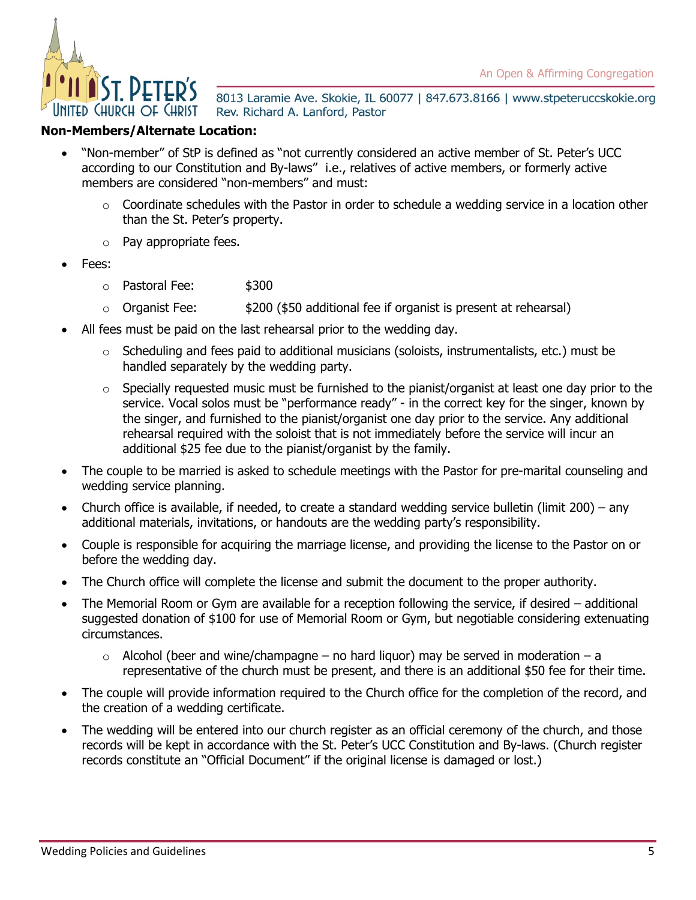**Non-Members/Alternate Location:**

- "Non-member" of StP is defined as "not currently considered an active member of St. Peter's UCC according to our Constitution and By-laws" i.e., relatives of active members, or formerly active members are considered "non-members" and must:
  - Coordinate schedules with the Pastor in order to schedule a wedding service in a location other than the St. Peter's property.
  - Pay appropriate fees.
- Fees:
  - Pastoral Fee: $300
  - Organist Fee: $200 ($50 additional fee if organist is present at rehearsal)
- All fees must be paid on the last rehearsal prior to the wedding day.
  - Scheduling and fees paid to additional musicians (soloists, instrumentalists, etc.) must be handled separately by the wedding party.
  - Specially requested music must be furnished to the pianist/organist at least one day prior to the service. Vocal solos must be "performance ready" - in the correct key for the singer, known by the singer, and furnished to the pianist/organist one day prior to the service. Any additional rehearsal required with the soloist that is not immediately before the service will incur an additional $25 fee due to the pianist/organist by the family.
- The couple to be married is asked to schedule meetings with the Pastor for pre-marital counseling and wedding service planning.
- Church office is available, if needed, to create a standard wedding service bulletin (limit 200) – any additional materials, invitations, or handouts are the wedding party's responsibility.
- Couple is responsible for acquiring the marriage license, and providing the license to the Pastor on or before the wedding day.
- The Church office will complete the license and submit the document to the proper authority.
- The Memorial Room or Gym are available for a reception following the service, if desired – additional suggested donation of $100 for use of Memorial Room or Gym, but negotiable considering extenuating circumstances.
  - Alcohol (beer and wine/champagne – no hard liquor) may be served in moderation – a representative of the church must be present, and there is an additional $50 fee for their time.
- The couple will provide information required to the Church office for the completion of the record, and the creation of a wedding certificate.
- The wedding will be entered into our church register as an official ceremony of the church, and those records will be kept in accordance with the St. Peter's UCC Constitution and By-laws. (Church register records constitute an "Official Document" if the original license is damaged or lost.)